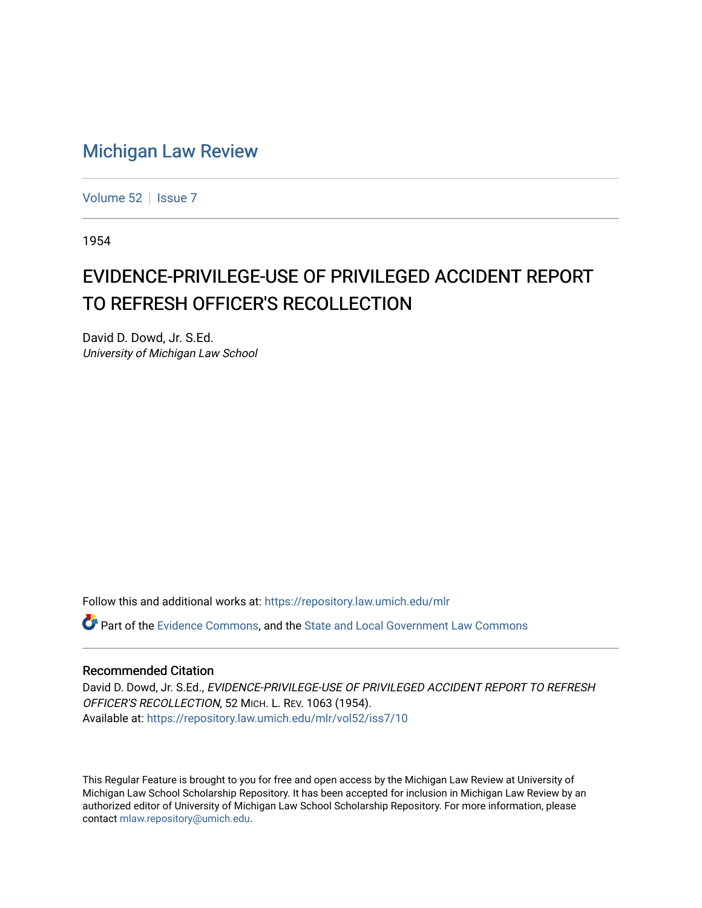# Michigan Law Review

Volume 52 | Issue 7

1954

## EVIDENCE-PRIVILEGE-USE OF PRIVILEGED ACCIDENT REPORT TO REFRESH OFFICER'S RECOLLECTION

David D. Dowd, Jr. S.Ed.
*University of Michigan Law School*

Follow this and additional works at: https://repository.law.umich.edu/mlr

Part of the Evidence Commons, and the State and Local Government Law Commons

### Recommended Citation

David D. Dowd, Jr. S.Ed., *EVIDENCE-PRIVILEGE-USE OF PRIVILEGED ACCIDENT REPORT TO REFRESH OFFICER'S RECOLLECTION*, 52 MICH. L. REV. 1063 (1954).
Available at: https://repository.law.umich.edu/mlr/vol52/iss7/10

This Regular Feature is brought to you for free and open access by the Michigan Law Review at University of Michigan Law School Scholarship Repository. It has been accepted for inclusion in Michigan Law Review by an authorized editor of University of Michigan Law School Scholarship Repository. For more information, please contact mlaw.repository@umich.edu.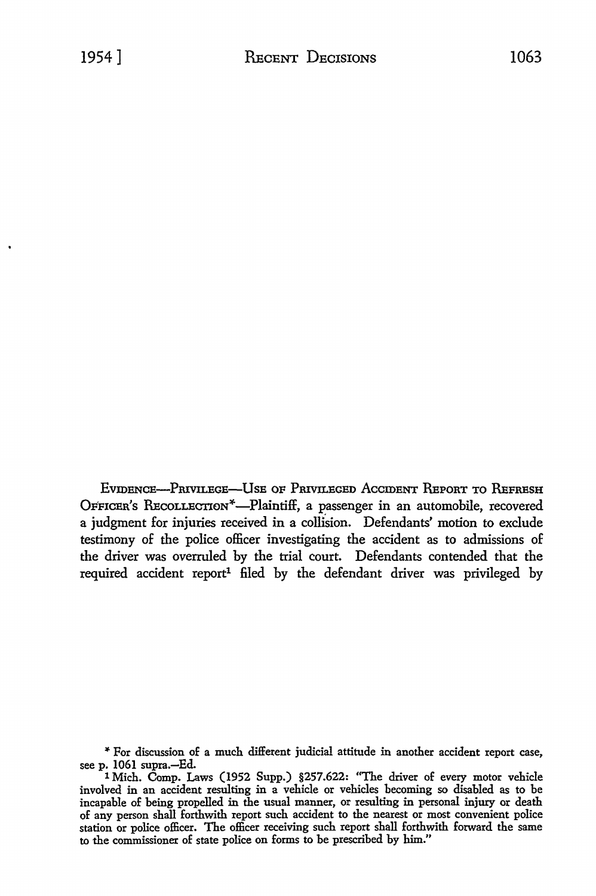EVIDENCE—PRIVILEGE—USE OF PRIVILEGED ACCIDENT REPORT TO REFRESH OFFICER'S RECOLLECTION*—Plaintiff, a passenger in an automobile, recovered a judgment for injuries received in a collision. Defendants' motion to exclude testimony of the police officer investigating the accident as to admissions of the driver was overruled by the trial court. Defendants contended that the required accident report[1] filed by the defendant driver was privileged by

---

\* For discussion of a much different judicial attitude in another accident report case, see p. 1061 supra.—Ed.

[1] Mich. Comp. Laws (1952 Supp.) §257.622: "The driver of every motor vehicle involved in an accident resulting in a vehicle or vehicles becoming so disabled as to be incapable of being propelled in the usual manner, or resulting in personal injury or death of any person shall forthwith report such accident to the nearest or most convenient police station or police officer. The officer receiving such report shall forthwith forward the same to the commissioner of state police on forms to be prescribed by him."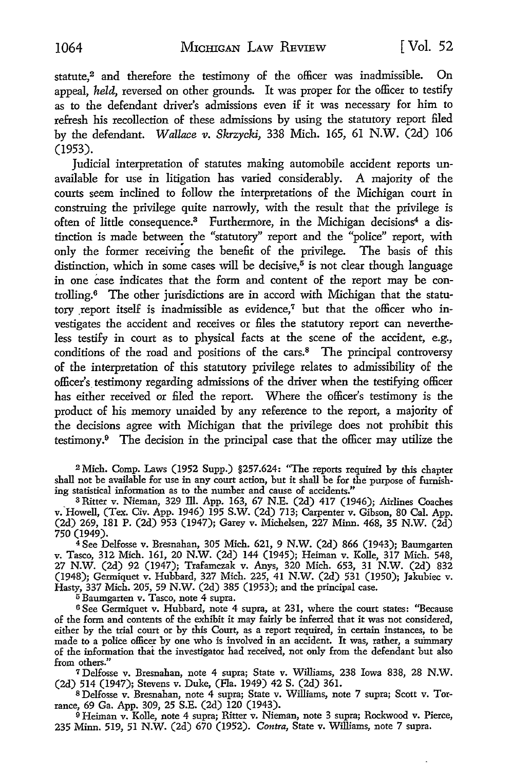statute,[2] and therefore the testimony of the officer was inadmissible. On appeal, *held*, reversed on other grounds. It was proper for the officer to testify as to the defendant driver's admissions even if it was necessary for him to refresh his recollection of these admissions by using the statutory report filed by the defendant. *Wallace v. Skrzycki*, 338 Mich. 165, 61 N.W. (2d) 106 (1953).

Judicial interpretation of statutes making automobile accident reports unavailable for use in litigation has varied considerably. A majority of the courts seem inclined to follow the interpretations of the Michigan court in construing the privilege quite narrowly, with the result that the privilege is often of little consequence.[3] Furthermore, in the Michigan decisions[4] a distinction is made between the "statutory" report and the "police" report, with only the former receiving the benefit of the privilege. The basis of this distinction, which in some cases will be decisive,[5] is not clear though language in one case indicates that the form and content of the report may be controlling.[6] The other jurisdictions are in accord with Michigan that the statutory report itself is inadmissible as evidence,[7] but that the officer who investigates the accident and receives or files the statutory report can nevertheless testify in court as to physical facts at the scene of the accident, e.g., conditions of the road and positions of the cars.[8] The principal controversy of the interpretation of this statutory privilege relates to admissibility of the officer's testimony regarding admissions of the driver when the testifying officer has either received or filed the report. Where the officer's testimony is the product of his memory unaided by any reference to the report, a majority of the decisions agree with Michigan that the privilege does not prohibit this testimony.[9] The decision in the principal case that the officer may utilize the

---

[2] Mich. Comp. Laws (1952 Supp.) §257.624: "The reports required by this chapter shall not be available for use in any court action, but it shall be for the purpose of furnishing statistical information as to the number and cause of accidents."

[3] Ritter v. Nieman, 329 Ill. App. 163, 67 N.E. (2d) 417 (1946); Airlines Coaches v. Howell, (Tex. Civ. App. 1946) 195 S.W. (2d) 713; Carpenter v. Gibson, 80 Cal. App. (2d) 269, 181 P. (2d) 953 (1947); Garey v. Michelsen, 227 Minn. 468, 35 N.W. (2d) 750 (1949).

[4] See Delfosse v. Bresnahan, 305 Mich. 621, 9 N.W. (2d) 866 (1943); Baumgarten v. Tasco, 312 Mich. 161, 20 N.W. (2d) 144 (1945); Heiman v. Kolle, 317 Mich. 548, 27 N.W. (2d) 92 (1947); Trafamczak v. Anys, 320 Mich. 653, 31 N.W. (2d) 832 (1948); Germiquet v. Hubbard, 327 Mich. 225, 41 N.W. (2d) 531 (1950); Jakubiec v. Hasty, 337 Mich. 205, 59 N.W. (2d) 385 (1953); and the principal case.

[5] Baumgarten v. Tasco, note 4 supra.

[6] See Germiquet v. Hubbard, note 4 supra, at 231, where the court states: "Because of the form and contents of the exhibit it may fairly be inferred that it was not considered, either by the trial court or by this Court, as a report required, in certain instances, to be made to a police officer by one who is involved in an accident. It was, rather, a summary of the information that the investigator had received, not only from the defendant but also from others."

[7] Delfosse v. Bresnahan, note 4 supra; State v. Williams, 238 Iowa 838, 28 N.W. (2d) 514 (1947); Stevens v. Duke, (Fla. 1949) 42 S. (2d) 361.

[8] Delfosse v. Bresnahan, note 4 supra; State v. Williams, note 7 supra; Scott v. Torrance, 69 Ga. App. 309, 25 S.E. (2d) 120 (1943).

[9] Heiman v. Kolle, note 4 supra; Ritter v. Nieman, note 3 supra; Rockwood v. Pierce, 235 Minn. 519, 51 N.W. (2d) 670 (1952). *Contra*, State v. Williams, note 7 supra.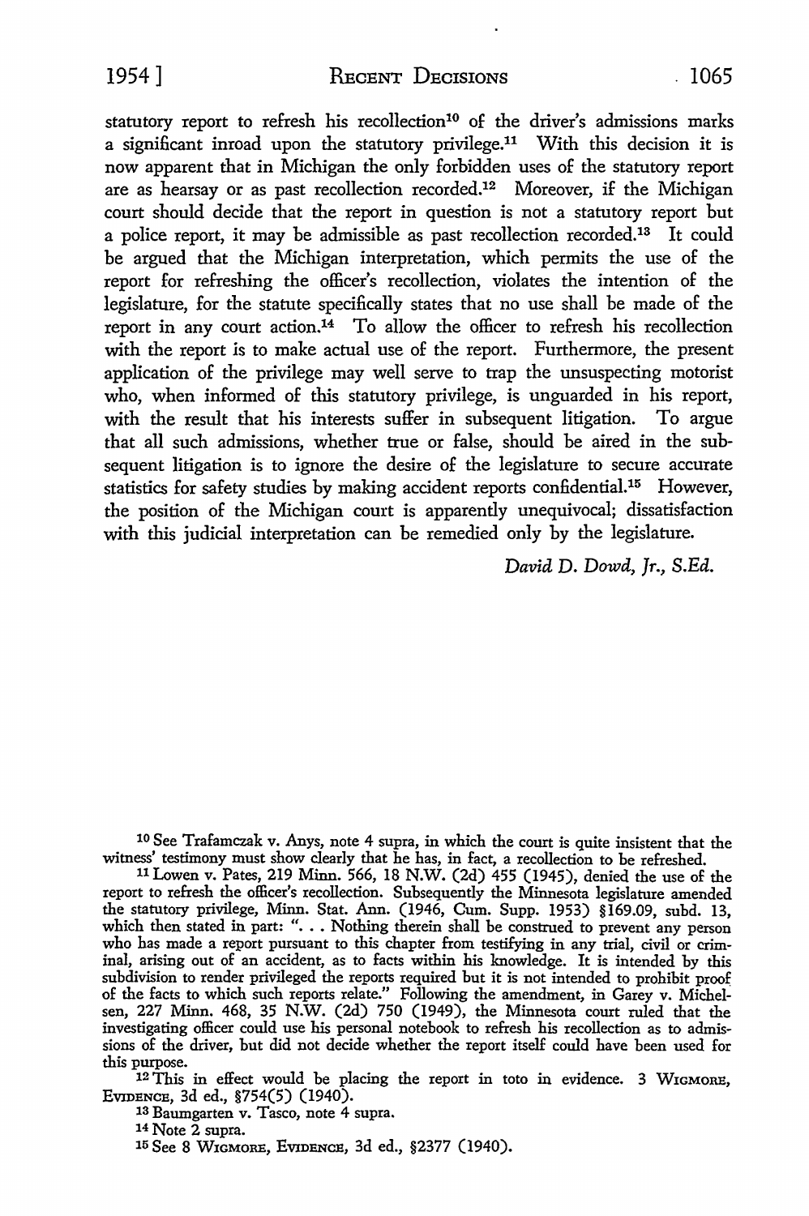statutory report to refresh his recollection[10] of the driver's admissions marks a significant inroad upon the statutory privilege.[11] With this decision it is now apparent that in Michigan the only forbidden uses of the statutory report are as hearsay or as past recollection recorded.[12] Moreover, if the Michigan court should decide that the report in question is not a statutory report but a police report, it may be admissible as past recollection recorded.[13] It could be argued that the Michigan interpretation, which permits the use of the report for refreshing the officer's recollection, violates the intention of the legislature, for the statute specifically states that no use shall be made of the report in any court action.[14] To allow the officer to refresh his recollection with the report is to make actual use of the report. Furthermore, the present application of the privilege may well serve to trap the unsuspecting motorist who, when informed of this statutory privilege, is unguarded in his report, with the result that his interests suffer in subsequent litigation. To argue that all such admissions, whether true or false, should be aired in the subsequent litigation is to ignore the desire of the legislature to secure accurate statistics for safety studies by making accident reports confidential.[15] However, the position of the Michigan court is apparently unequivocal; dissatisfaction with this judicial interpretation can be remedied only by the legislature.

*David D. Dowd, Jr., S.Ed.*

---

[10] See Trafamczak v. Anys, note 4 supra, in which the court is quite insistent that the witness' testimony must show clearly that he has, in fact, a recollection to be refreshed.

[11] Lowen v. Pates, 219 Minn. 566, 18 N.W. (2d) 455 (1945), denied the use of the report to refresh the officer's recollection. Subsequently the Minnesota legislature amended the statutory privilege, Minn. Stat. Ann. (1946, Cum. Supp. 1953) §169.09, subd. 13, which then stated in part: ". . . Nothing therein shall be construed to prevent any person who has made a report pursuant to this chapter from testifying in any trial, civil or criminal, arising out of an accident, as to facts within his knowledge. It is intended by this subdivision to render privileged the reports required but it is not intended to prohibit proof of the facts to which such reports relate." Following the amendment, in Garey v. Michelsen, 227 Minn. 468, 35 N.W. (2d) 750 (1949), the Minnesota court ruled that the investigating officer could use his personal notebook to refresh his recollection as to admissions of the driver, but did not decide whether the report itself could have been used for this purpose.

[12] This in effect would be placing the report in toto in evidence. 3 WIGMORE, EVIDENCE, 3d ed., §754(5) (1940).

[13] Baumgarten v. Tasco, note 4 supra.

[14] Note 2 supra.

[15] See 8 WIGMORE, EVIDENCE, 3d ed., §2377 (1940).